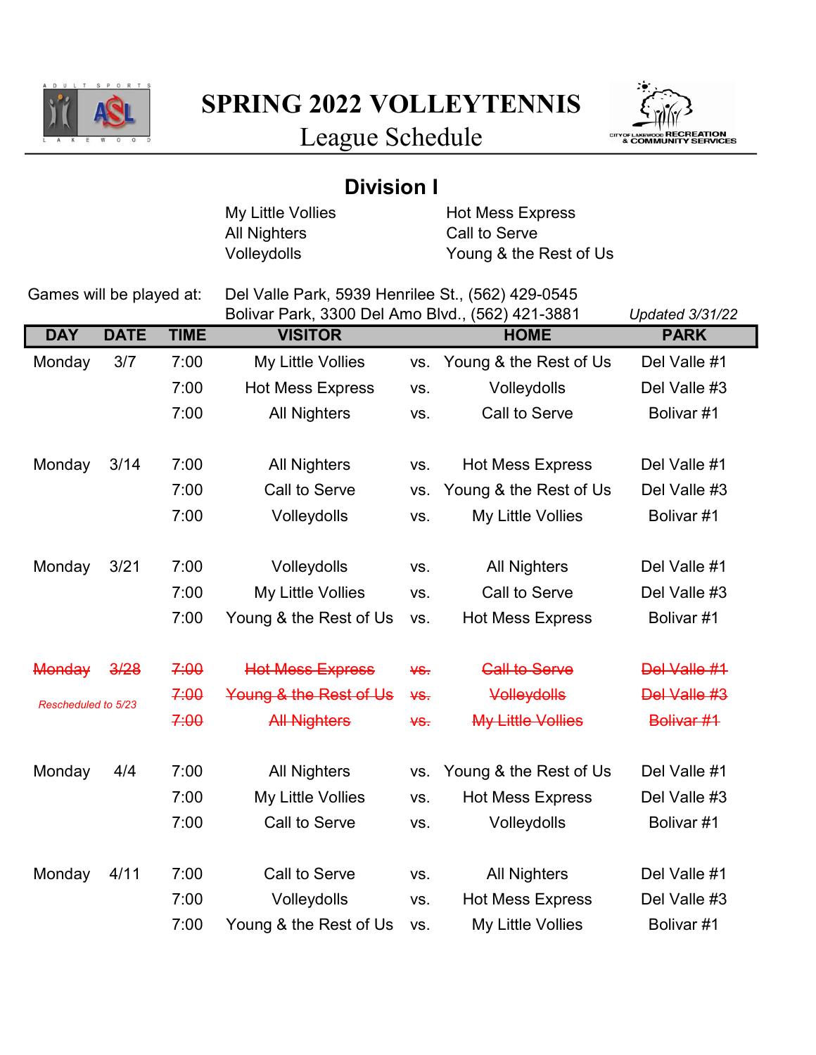# SPRING 2022 VOLLEYTENNIS

## League Schedule

ADULT SPORTS LAKEWOOD

CITY OF LAKEWOOD RECREATION & COMMUNITY SERVICES

## Division I

| | |
|---|---|
| My Little Vollies | Hot Mess Express |
| All Nighters | Call to Serve |
| Volleydolls | Young & the Rest of Us |

Games will be played at: Del Valle Park, 5939 Henrilee St., (562) 429-0545
Bolivar Park, 3300 Del Amo Blvd., (562) 421-3881

*Updated 3/31/22*

| DAY | DATE | TIME | VISITOR | | HOME | PARK |
|---|---|---|---|---|---|---|
| Monday | 3/7 | 7:00 | My Little Vollies | vs. | Young & the Rest of Us | Del Valle #1 |
| | | 7:00 | Hot Mess Express | vs. | Volleydolls | Del Valle #3 |
| | | 7:00 | All Nighters | vs. | Call to Serve | Bolivar #1 |
| Monday | 3/14 | 7:00 | All Nighters | vs. | Hot Mess Express | Del Valle #1 |
| | | 7:00 | Call to Serve | vs. | Young & the Rest of Us | Del Valle #3 |
| | | 7:00 | Volleydolls | vs. | My Little Vollies | Bolivar #1 |
| Monday | 3/21 | 7:00 | Volleydolls | vs. | All Nighters | Del Valle #1 |
| | | 7:00 | My Little Vollies | vs. | Call to Serve | Del Valle #3 |
| | | 7:00 | Young & the Rest of Us | vs. | Hot Mess Express | Bolivar #1 |
| ~~Monday~~ | ~~3/28~~ | ~~7:00~~ | ~~Hot Mess Express~~ | ~~vs.~~ | ~~Call to Serve~~ | ~~Del Valle #1~~ |
| *Rescheduled to 5/23* | | ~~7:00~~ | ~~Young & the Rest of Us~~ | ~~vs.~~ | ~~Volleydolls~~ | ~~Del Valle #3~~ |
| | | ~~7:00~~ | ~~All Nighters~~ | ~~vs.~~ | ~~My Little Vollies~~ | ~~Bolivar #1~~ |
| Monday | 4/4 | 7:00 | All Nighters | vs. | Young & the Rest of Us | Del Valle #1 |
| | | 7:00 | My Little Vollies | vs. | Hot Mess Express | Del Valle #3 |
| | | 7:00 | Call to Serve | vs. | Volleydolls | Bolivar #1 |
| Monday | 4/11 | 7:00 | Call to Serve | vs. | All Nighters | Del Valle #1 |
| | | 7:00 | Volleydolls | vs. | Hot Mess Express | Del Valle #3 |
| | | 7:00 | Young & the Rest of Us | vs. | My Little Vollies | Bolivar #1 |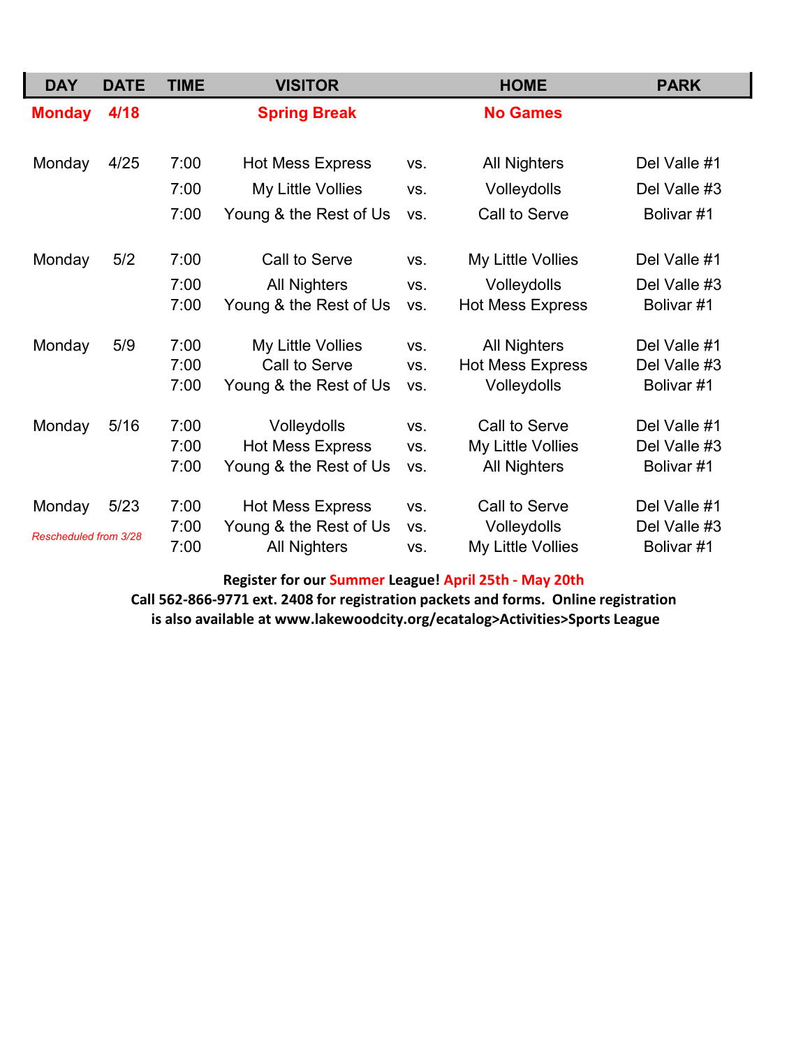| DAY | DATE | TIME | VISITOR | | HOME | PARK |
|---|---|---|---|---|---|---|
| **Monday** | **4/18** | | **Spring Break** | | **No Games** | |
| Monday | 4/25 | 7:00 | Hot Mess Express | vs. | All Nighters | Del Valle #1 |
| | | 7:00 | My Little Vollies | vs. | Volleydolls | Del Valle #3 |
| | | 7:00 | Young & the Rest of Us | vs. | Call to Serve | Bolivar #1 |
| Monday | 5/2 | 7:00 | Call to Serve | vs. | My Little Vollies | Del Valle #1 |
| | | 7:00 | All Nighters | vs. | Volleydolls | Del Valle #3 |
| | | 7:00 | Young & the Rest of Us | vs. | Hot Mess Express | Bolivar #1 |
| Monday | 5/9 | 7:00 | My Little Vollies | vs. | All Nighters | Del Valle #1 |
| | | 7:00 | Call to Serve | vs. | Hot Mess Express | Del Valle #3 |
| | | 7:00 | Young & the Rest of Us | vs. | Volleydolls | Bolivar #1 |
| Monday | 5/16 | 7:00 | Volleydolls | vs. | Call to Serve | Del Valle #1 |
| | | 7:00 | Hot Mess Express | vs. | My Little Vollies | Del Valle #3 |
| | | 7:00 | Young & the Rest of Us | vs. | All Nighters | Bolivar #1 |
| Monday | 5/23 | 7:00 | Hot Mess Express | vs. | Call to Serve | Del Valle #1 |
| *Rescheduled from 3/28* | | 7:00 | Young & the Rest of Us | vs. | Volleydolls | Del Valle #3 |
| | | 7:00 | All Nighters | vs. | My Little Vollies | Bolivar #1 |

**Register for our Summer League! April 25th - May 20th**
**Call 562-866-9771 ext. 2408 for registration packets and forms. Online registration is also available at www.lakewoodcity.org/ecatalog>Activities>Sports League**